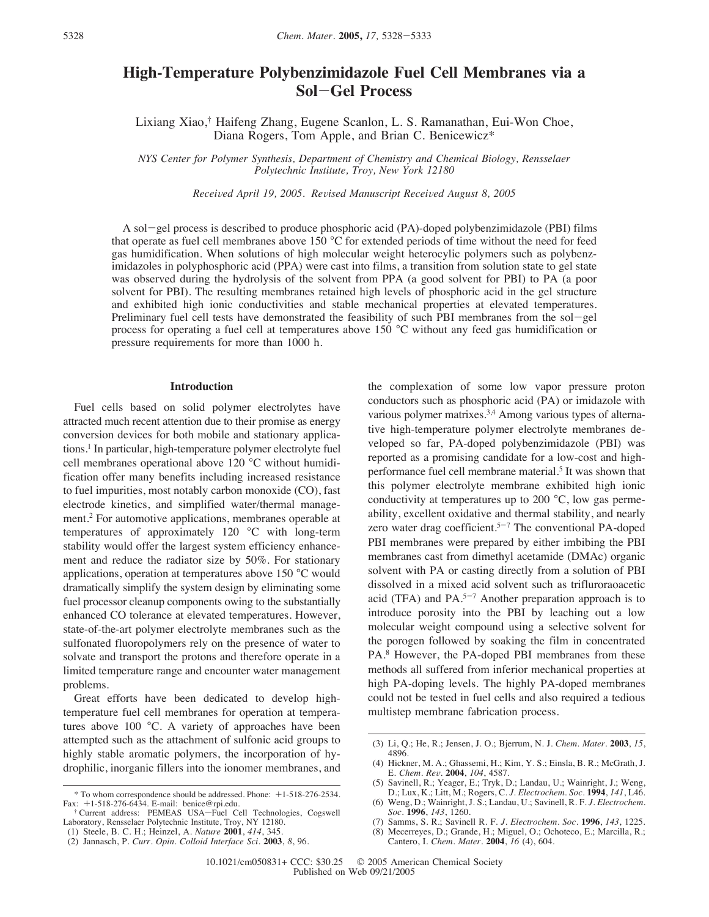# High-Temperature Polybenzimidazole Fuel Cell Membranes via a Sol−Gel Process

Lixiang Xiao,† Haifeng Zhang, Eugene Scanlon, L. S. Ramanathan, Eui-Won Choe, Diana Rogers, Tom Apple, and Brian C. Benicewicz*

*NYS Center for Polymer Synthesis, Department of Chemistry and Chemical Biology, Rensselaer Polytechnic Institute, Troy, New York 12180*

*Received April 19, 2005. Revised Manuscript Received August 8, 2005*

A sol−gel process is described to produce phosphoric acid (PA)-doped polybenzimidazole (PBI) films that operate as fuel cell membranes above 150 °C for extended periods of time without the need for feed gas humidification. When solutions of high molecular weight heterocylic polymers such as polybenzimidazoles in polyphosphoric acid (PPA) were cast into films, a transition from solution state to gel state was observed during the hydrolysis of the solvent from PPA (a good solvent for PBI) to PA (a poor solvent for PBI). The resulting membranes retained high levels of phosphoric acid in the gel structure and exhibited high ionic conductivities and stable mechanical properties at elevated temperatures. Preliminary fuel cell tests have demonstrated the feasibility of such PBI membranes from the sol−gel process for operating a fuel cell at temperatures above 150 °C without any feed gas humidification or pressure requirements for more than 1000 h.

## Introduction

Fuel cells based on solid polymer electrolytes have attracted much recent attention due to their promise as energy conversion devices for both mobile and stationary applications.[1] In particular, high-temperature polymer electrolyte fuel cell membranes operational above 120 °C without humidification offer many benefits including increased resistance to fuel impurities, most notably carbon monoxide (CO), fast electrode kinetics, and simplified water/thermal management.[2] For automotive applications, membranes operable at temperatures of approximately 120 °C with long-term stability would offer the largest system efficiency enhancement and reduce the radiator size by 50%. For stationary applications, operation at temperatures above 150 °C would dramatically simplify the system design by eliminating some fuel processor cleanup components owing to the substantially enhanced CO tolerance at elevated temperatures. However, state-of-the-art polymer electrolyte membranes such as the sulfonated fluoropolymers rely on the presence of water to solvate and transport the protons and therefore operate in a limited temperature range and encounter water management problems.

Great efforts have been dedicated to develop high-temperature fuel cell membranes for operation at temperatures above 100 °C. A variety of approaches have been attempted such as the attachment of sulfonic acid groups to highly stable aromatic polymers, the incorporation of hydrophilic, inorganic fillers into the ionomer membranes, and the complexation of some low vapor pressure proton conductors such as phosphoric acid (PA) or imidazole with various polymer matrixes.[3,4] Among various types of alternative high-temperature polymer electrolyte membranes developed so far, PA-doped polybenzimidazole (PBI) was reported as a promising candidate for a low-cost and high-performance fuel cell membrane material.[5] It was shown that this polymer electrolyte membrane exhibited high ionic conductivity at temperatures up to 200 °C, low gas permeability, excellent oxidative and thermal stability, and nearly zero water drag coefficient.[5−7] The conventional PA-doped PBI membranes were prepared by either imbibing the PBI membranes cast from dimethyl acetamide (DMAc) organic solvent with PA or casting directly from a solution of PBI dissolved in a mixed acid solvent such as trifluroraoacetic acid (TFA) and PA.[5−7] Another preparation approach is to introduce porosity into the PBI by leaching out a low molecular weight compound using a selective solvent for the porogen followed by soaking the film in concentrated PA.[8] However, the PA-doped PBI membranes from these methods all suffered from inferior mechanical properties at high PA-doping levels. The highly PA-doped membranes could not be tested in fuel cells and also required a tedious multistep membrane fabrication process.

\* To whom correspondence should be addressed. Phone: +1-518-276-2534. Fax: +1-518-276-6434. E-mail: benice@rpi.edu.

† Current address: PEMEAS USA−Fuel Cell Technologies, Cogswell Laboratory, Rensselaer Polytechnic Institute, Troy, NY 12180.

(1) Steele, B. C. H.; Heinzel, A. *Nature* **2001**, *414*, 345.
(2) Jannasch, P. *Curr. Opin. Colloid Interface Sci.* **2003**, *8*, 96.
(3) Li, Q.; He, R.; Jensen, J. O.; Bjerrum, N. J. *Chem. Mater.* **2003**, *15*, 4896.
(4) Hickner, M. A.; Ghassemi, H.; Kim, Y. S.; Einsla, B. R.; McGrath, J. E. *Chem. Rev.* **2004**, *104*, 4587.
(5) Savinell, R.; Yeager, E.; Tryk, D.; Landau, U.; Wainright, J.; Weng, D.; Lux, K.; Litt, M.; Rogers, C. *J. Electrochem. Soc.* **1994**, *141*, L46.
(6) Weng, D.; Wainright, J. S.; Landau, U.; Savinell, R. F. *J. Electrochem. Soc.* **1996**, *143*, 1260.
(7) Samms, S. R.; Savinell R. F. *J. Electrochem. Soc.* **1996**, *143*, 1225.
(8) Mecerreyes, D.; Grande, H.; Miguel, O.; Ochoteco, E.; Marcilla, R.; Cantero, I. *Chem. Mater.* **2004**, *16* (4), 604.

10.1021/cm050831+ CCC: $30.25 © 2005 American Chemical Society
Published on Web 09/21/2005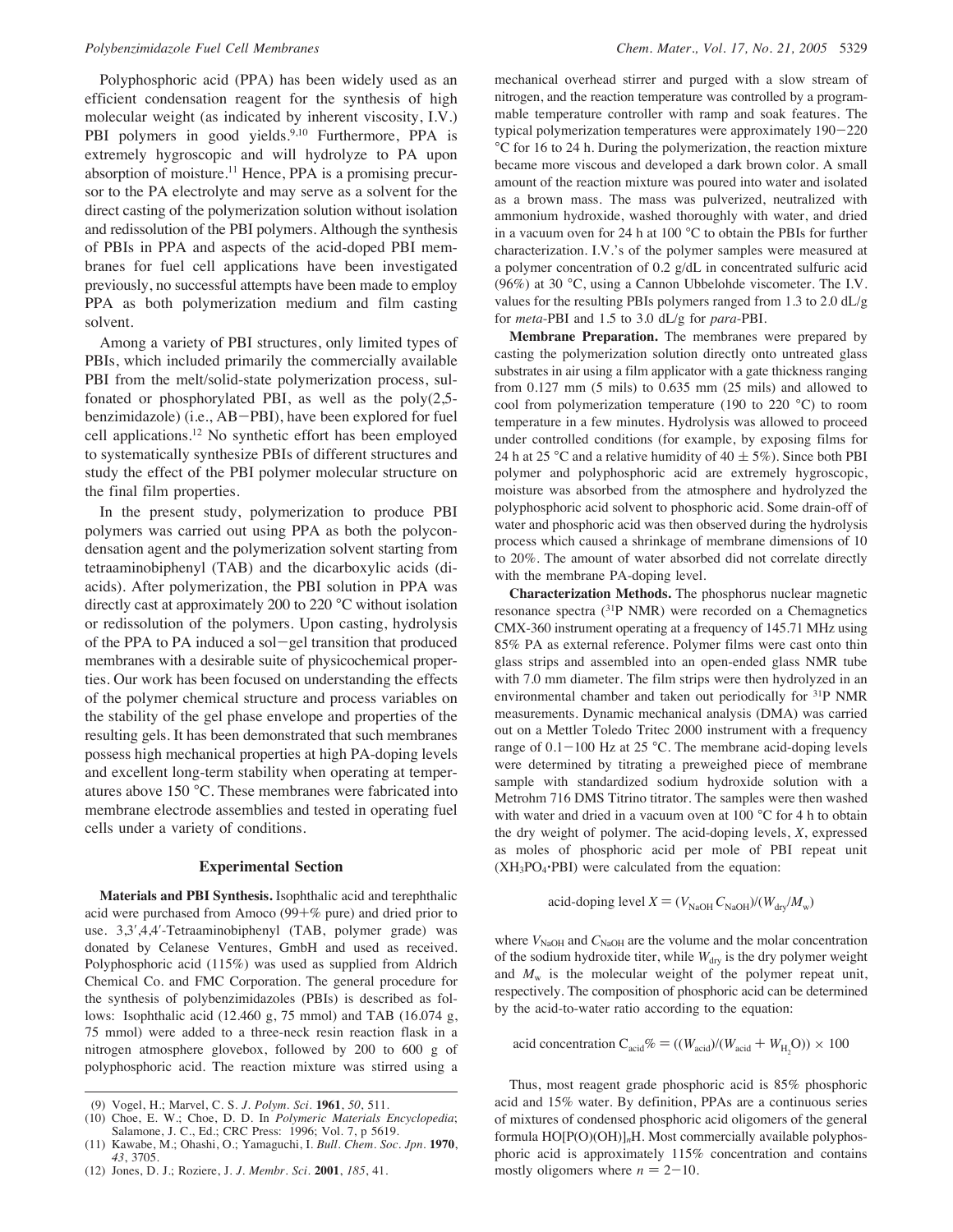Polyphosphoric acid (PPA) has been widely used as an efficient condensation reagent for the synthesis of high molecular weight (as indicated by inherent viscosity, I.V.) PBI polymers in good yields.[9,10] Furthermore, PPA is extremely hygroscopic and will hydrolyze to PA upon absorption of moisture.[11] Hence, PPA is a promising precursor to the PA electrolyte and may serve as a solvent for the direct casting of the polymerization solution without isolation and redissolution of the PBI polymers. Although the synthesis of PBIs in PPA and aspects of the acid-doped PBI membranes for fuel cell applications have been investigated previously, no successful attempts have been made to employ PPA as both polymerization medium and film casting solvent.

Among a variety of PBI structures, only limited types of PBIs, which included primarily the commercially available PBI from the melt/solid-state polymerization process, sulfonated or phosphorylated PBI, as well as the poly(2,5-benzimidazole) (i.e., AB−PBI), have been explored for fuel cell applications.[12] No synthetic effort has been employed to systematically synthesize PBIs of different structures and study the effect of the PBI polymer molecular structure on the final film properties.

In the present study, polymerization to produce PBI polymers was carried out using PPA as both the polycondensation agent and the polymerization solvent starting from tetraaminobiphenyl (TAB) and the dicarboxylic acids (diacids). After polymerization, the PBI solution in PPA was directly cast at approximately 200 to 220 °C without isolation or redissolution of the polymers. Upon casting, hydrolysis of the PPA to PA induced a sol−gel transition that produced membranes with a desirable suite of physicochemical properties. Our work has been focused on understanding the effects of the polymer chemical structure and process variables on the stability of the gel phase envelope and properties of the resulting gels. It has been demonstrated that such membranes possess high mechanical properties at high PA-doping levels and excellent long-term stability when operating at temperatures above 150 °C. These membranes were fabricated into membrane electrode assemblies and tested in operating fuel cells under a variety of conditions.

## Experimental Section

**Materials and PBI Synthesis.** Isophthalic acid and terephthalic acid were purchased from Amoco (99+% pure) and dried prior to use. 3,3′,4,4′-Tetraaminobiphenyl (TAB, polymer grade) was donated by Celanese Ventures, GmbH and used as received. Polyphosphoric acid (115%) was used as supplied from Aldrich Chemical Co. and FMC Corporation. The general procedure for the synthesis of polybenzimidazoles (PBIs) is described as follows: Isophthalic acid (12.460 g, 75 mmol) and TAB (16.074 g, 75 mmol) were added to a three-neck resin reaction flask in a nitrogen atmosphere glovebox, followed by 200 to 600 g of polyphosphoric acid. The reaction mixture was stirred using a mechanical overhead stirrer and purged with a slow stream of nitrogen, and the reaction temperature was controlled by a programmable temperature controller with ramp and soak features. The typical polymerization temperatures were approximately 190−220 °C for 16 to 24 h. During the polymerization, the reaction mixture became more viscous and developed a dark brown color. A small amount of the reaction mixture was poured into water and isolated as a brown mass. The mass was pulverized, neutralized with ammonium hydroxide, washed thoroughly with water, and dried in a vacuum oven for 24 h at 100 °C to obtain the PBIs for further characterization. I.V.'s of the polymer samples were measured at a polymer concentration of 0.2 g/dL in concentrated sulfuric acid (96%) at 30 °C, using a Cannon Ubbelohde viscometer. The I.V. values for the resulting PBIs polymers ranged from 1.3 to 2.0 dL/g for *meta*-PBI and 1.5 to 3.0 dL/g for *para*-PBI.

**Membrane Preparation.** The membranes were prepared by casting the polymerization solution directly onto untreated glass substrates in air using a film applicator with a gate thickness ranging from 0.127 mm (5 mils) to 0.635 mm (25 mils) and allowed to cool from polymerization temperature (190 to 220 °C) to room temperature in a few minutes. Hydrolysis was allowed to proceed under controlled conditions (for example, by exposing films for 24 h at 25 °C and a relative humidity of 40 ± 5%). Since both PBI polymer and polyphosphoric acid are extremely hygroscopic, moisture was absorbed from the atmosphere and hydrolyzed the polyphosphoric acid solvent to phosphoric acid. Some drain-off of water and phosphoric acid was then observed during the hydrolysis process which caused a shrinkage of membrane dimensions of 10 to 20%. The amount of water absorbed did not correlate directly with the membrane PA-doping level.

**Characterization Methods.** The phosphorus nuclear magnetic resonance spectra ($^{31}P$ NMR) were recorded on a Chemagnetics CMX-360 instrument operating at a frequency of 145.71 MHz using 85% PA as external reference. Polymer films were cast onto thin glass strips and assembled into an open-ended glass NMR tube with 7.0 mm diameter. The film strips were then hydrolyzed in an environmental chamber and taken out periodically for $^{31}P$ NMR measurements. Dynamic mechanical analysis (DMA) was carried out on a Mettler Toledo Tritec 2000 instrument with a frequency range of 0.1−100 Hz at 25 °C. The membrane acid-doping levels were determined by titrating a preweighed piece of membrane sample with standardized sodium hydroxide solution with a Metrohm 716 DMS Titrino titrator. The samples were then washed with water and dried in a vacuum oven at 100 °C for 4 h to obtain the dry weight of polymer. The acid-doping levels, $X$, expressed as moles of phosphoric acid per mole of PBI repeat unit ($XH_3PO_4 \cdot PBI$) were calculated from the equation:

$$\text{acid-doping level } X = (V_{NaOH}\, C_{NaOH})/(W_{dry}/M_w)$$

where $V_{NaOH}$ and $C_{NaOH}$ are the volume and the molar concentration of the sodium hydroxide titer, while $W_{dry}$ is the dry polymer weight and $M_w$ is the molecular weight of the polymer repeat unit, respectively. The composition of phosphoric acid can be determined by the acid-to-water ratio according to the equation:

$$\text{acid concentration } C_{acid}\% = ((W_{acid})/(W_{acid} + W_{H_2O})) \times 100$$

Thus, most reagent grade phosphoric acid is 85% phosphoric acid and 15% water. By definition, PPAs are a continuous series of mixtures of condensed phosphoric acid oligomers of the general formula $HO[P(O)(OH)]_nH$. Most commercially available polyphosphoric acid is approximately 115% concentration and contains mostly oligomers where $n = 2-10$.

(9) Vogel, H.; Marvel, C. S. *J. Polym. Sci.* **1961**, *50*, 511.
(10) Choe, E. W.; Choe, D. D. In *Polymeric Materials Encyclopedia*; Salamone, J. C., Ed.; CRC Press: 1996; Vol. 7, p 5619.
(11) Kawabe, M.; Ohashi, O.; Yamaguchi, I. *Bull. Chem. Soc. Jpn.* **1970**, *43*, 3705.
(12) Jones, D. J.; Roziere, J. *J. Membr. Sci.* **2001**, *185*, 41.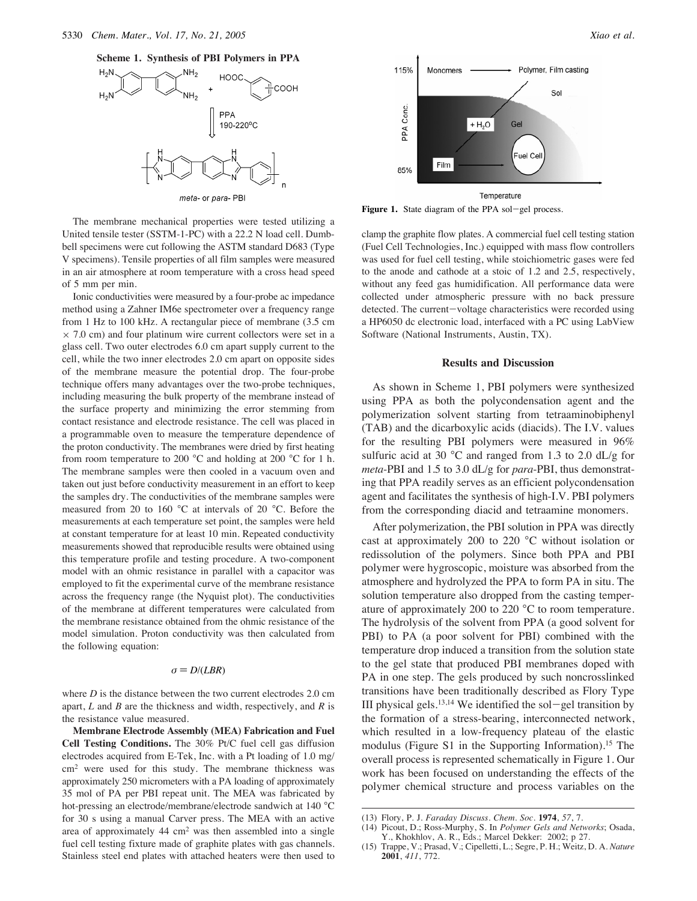**Scheme 1. Synthesis of PBI Polymers in PPA**

*meta*- or *para*- PBI

The membrane mechanical properties were tested utilizing a United tensile tester (SSTM-1-PC) with a 22.2 N load cell. Dumbbell specimens were cut following the ASTM standard D683 (Type V specimens). Tensile properties of all film samples were measured in an air atmosphere at room temperature with a cross head speed of 5 mm per min.

Ionic conductivities were measured by a four-probe ac impedance method using a Zahner IM6e spectrometer over a frequency range from 1 Hz to 100 kHz. A rectangular piece of membrane (3.5 cm × 7.0 cm) and four platinum wire current collectors were set in a glass cell. Two outer electrodes 6.0 cm apart supply current to the cell, while the two inner electrodes 2.0 cm apart on opposite sides of the membrane measure the potential drop. The four-probe technique offers many advantages over the two-probe techniques, including measuring the bulk property of the membrane instead of the surface property and minimizing the error stemming from contact resistance and electrode resistance. The cell was placed in a programmable oven to measure the temperature dependence of the proton conductivity. The membranes were dried by first heating from room temperature to 200 °C and holding at 200 °C for 1 h. The membrane samples were then cooled in a vacuum oven and taken out just before conductivity measurement in an effort to keep the samples dry. The conductivities of the membrane samples were measured from 20 to 160 °C at intervals of 20 °C. Before the measurements at each temperature set point, the samples were held at constant temperature for at least 10 min. Repeated conductivity measurements showed that reproducible results were obtained using this temperature profile and testing procedure. A two-component model with an ohmic resistance in parallel with a capacitor was employed to fit the experimental curve of the membrane resistance across the frequency range (the Nyquist plot). The conductivities of the membrane at different temperatures were calculated from the membrane resistance obtained from the ohmic resistance of the model simulation. Proton conductivity was then calculated from the following equation:

$$\sigma = D/(LBR)$$

where $D$ is the distance between the two current electrodes 2.0 cm apart, $L$ and $B$ are the thickness and width, respectively, and $R$ is the resistance value measured.

**Membrane Electrode Assembly (MEA) Fabrication and Fuel Cell Testing Conditions.** The 30% Pt/C fuel cell gas diffusion electrodes acquired from E-Tek, Inc. with a Pt loading of 1.0 mg/cm$^2$ were used for this study. The membrane thickness was approximately 250 micrometers with a PA loading of approximately 35 mol of PA per PBI repeat unit. The MEA was fabricated by hot-pressing an electrode/membrane/electrode sandwich at 140 °C for 30 s using a manual Carver press. The MEA with an active area of approximately 44 cm$^2$ was then assembled into a single fuel cell testing fixture made of graphite plates with gas channels. Stainless steel end plates with attached heaters were then used to clamp the graphite flow plates. A commercial fuel cell testing station (Fuel Cell Technologies, Inc.) equipped with mass flow controllers was used for fuel cell testing, while stoichiometric gases were fed to the anode and cathode at a stoic of 1.2 and 2.5, respectively, without any feed gas humidification. All performance data were collected under atmospheric pressure with no back pressure detected. The current−voltage characteristics were recorded using a HP6050 dc electronic load, interfaced with a PC using LabView Software (National Instruments, Austin, TX).

**Figure 1.** State diagram of the PPA sol−gel process.

## Results and Discussion

As shown in Scheme 1, PBI polymers were synthesized using PPA as both the polycondensation agent and the polymerization solvent starting from tetraaminobiphenyl (TAB) and the dicarboxylic acids (diacids). The I.V. values for the resulting PBI polymers were measured in 96% sulfuric acid at 30 °C and ranged from 1.3 to 2.0 dL/g for *meta*-PBI and 1.5 to 3.0 dL/g for *para*-PBI, thus demonstrating that PPA readily serves as an efficient polycondensation agent and facilitates the synthesis of high-I.V. PBI polymers from the corresponding diacid and tetraamine monomers.

After polymerization, the PBI solution in PPA was directly cast at approximately 200 to 220 °C without isolation or redissolution of the polymers. Since both PPA and PBI polymer were hygroscopic, moisture was absorbed from the atmosphere and hydrolyzed the PPA to form PA in situ. The solution temperature also dropped from the casting temperature of approximately 200 to 220 °C to room temperature. The hydrolysis of the solvent from PPA (a good solvent for PBI) to PA (a poor solvent for PBI) combined with the temperature drop induced a transition from the solution state to the gel state that produced PBI membranes doped with PA in one step. The gels produced by such noncrosslinked transitions have been traditionally described as Flory Type III physical gels.[13,14] We identified the sol−gel transition by the formation of a stress-bearing, interconnected network, which resulted in a low-frequency plateau of the elastic modulus (Figure S1 in the Supporting Information).[15] The overall process is represented schematically in Figure 1. Our work has been focused on understanding the effects of the polymer chemical structure and process variables on the

(13) Flory, P. J. *Faraday Discuss. Chem. Soc.* **1974**, *57*, 7.
(14) Picout, D.; Ross-Murphy, S. In *Polymer Gels and Networks*; Osada, Y., Khokhlov, A. R., Eds.; Marcel Dekker: 2002; p 27.
(15) Trappe, V.; Prasad, V.; Cipelletti, L.; Segre, P. H.; Weitz, D. A. *Nature* **2001**, *411*, 772.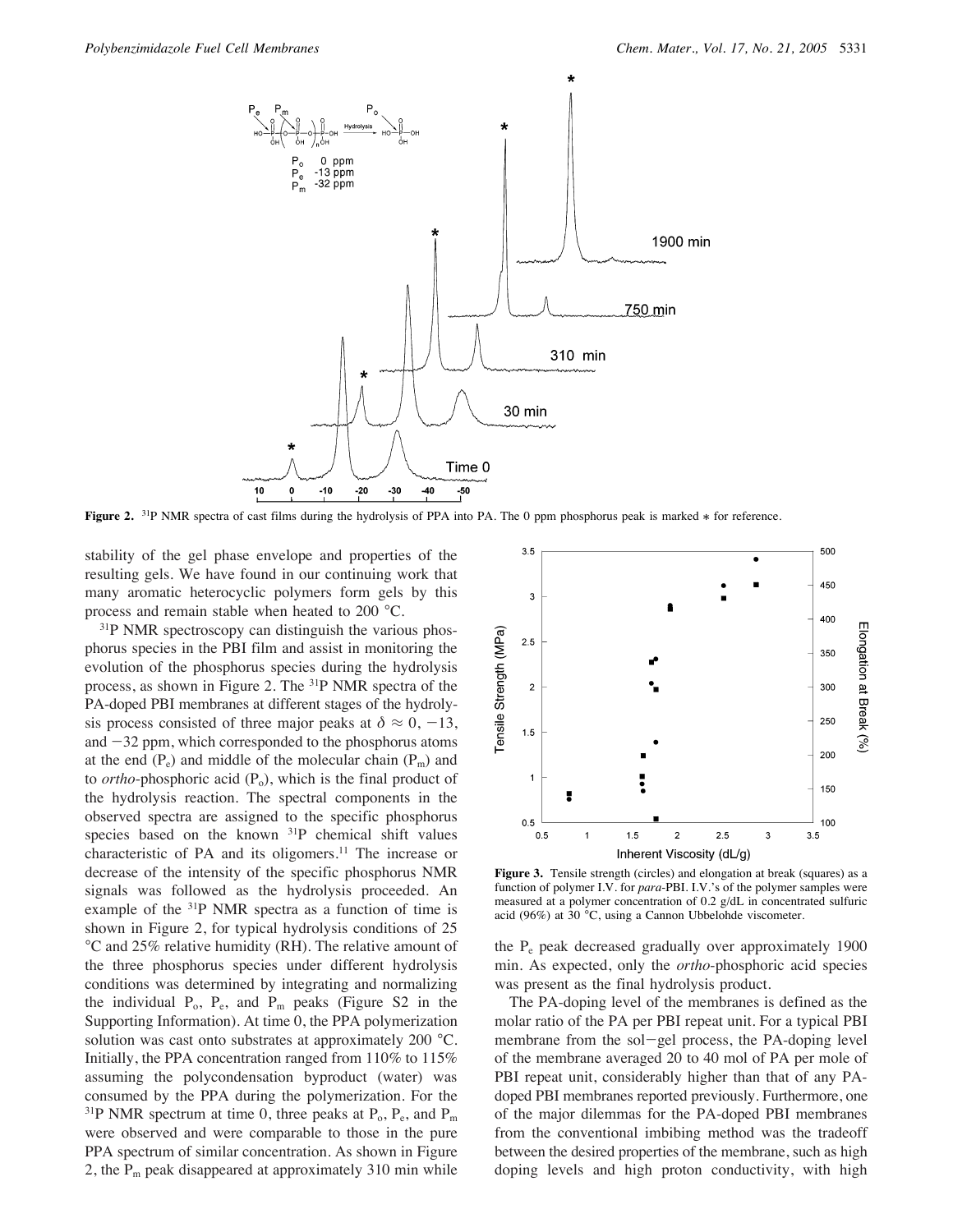**Figure 2.** $^{31}$P NMR spectra of cast films during the hydrolysis of PPA into PA. The 0 ppm phosphorus peak is marked * for reference.

stability of the gel phase envelope and properties of the resulting gels. We have found in our continuing work that many aromatic heterocyclic polymers form gels by this process and remain stable when heated to 200 °C.

$^{31}$P NMR spectroscopy can distinguish the various phosphorus species in the PBI film and assist in monitoring the evolution of the phosphorus species during the hydrolysis process, as shown in Figure 2. The $^{31}$P NMR spectra of the PA-doped PBI membranes at different stages of the hydrolysis process consisted of three major peaks at $\delta \approx 0$, $-13$, and $-32$ ppm, which corresponded to the phosphorus atoms at the end ($P_e$) and middle of the molecular chain ($P_m$) and to *ortho*-phosphoric acid ($P_o$), which is the final product of the hydrolysis reaction. The spectral components in the observed spectra are assigned to the specific phosphorus species based on the known $^{31}$P chemical shift values characteristic of PA and its oligomers.[11] The increase or decrease of the intensity of the specific phosphorus NMR signals was followed as the hydrolysis proceeded. An example of the $^{31}$P NMR spectra as a function of time is shown in Figure 2, for typical hydrolysis conditions of 25 °C and 25% relative humidity (RH). The relative amount of the three phosphorus species under different hydrolysis conditions was determined by integrating and normalizing the individual $P_o$, $P_e$, and $P_m$ peaks (Figure S2 in the Supporting Information). At time 0, the PPA polymerization solution was cast onto substrates at approximately 200 °C. Initially, the PPA concentration ranged from 110% to 115% assuming the polycondensation byproduct (water) was consumed by the PPA during the polymerization. For the $^{31}$P NMR spectrum at time 0, three peaks at $P_o$, $P_e$, and $P_m$ were observed and were comparable to those in the pure PPA spectrum of similar concentration. As shown in Figure 2, the $P_m$ peak disappeared at approximately 310 min while the $P_e$ peak decreased gradually over approximately 1900 min. As expected, only the *ortho*-phosphoric acid species was present as the final hydrolysis product.

**Figure 3.** Tensile strength (circles) and elongation at break (squares) as a function of polymer I.V. for *para*-PBI. I.V.'s of the polymer samples were measured at a polymer concentration of 0.2 g/dL in concentrated sulfuric acid (96%) at 30 °C, using a Cannon Ubbelohde viscometer.

The PA-doping level of the membranes is defined as the molar ratio of the PA per PBI repeat unit. For a typical PBI membrane from the sol–gel process, the PA-doping level of the membrane averaged 20 to 40 mol of PA per mole of PBI repeat unit, considerably higher than that of any PA-doped PBI membranes reported previously. Furthermore, one of the major dilemmas for the PA-doped PBI membranes from the conventional imbibing method was the tradeoff between the desired properties of the membrane, such as high doping levels and high proton conductivity, with high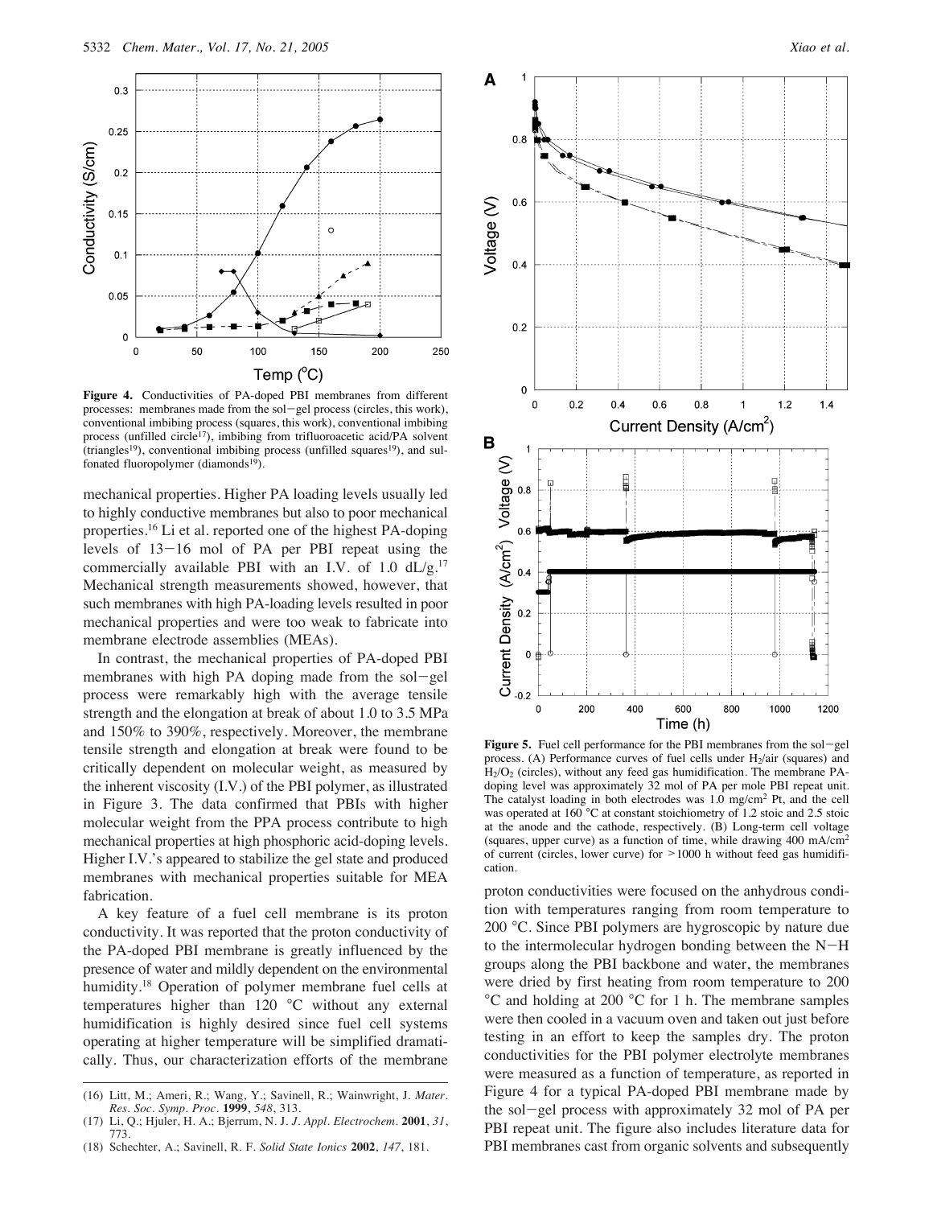**Figure 4.** Conductivities of PA-doped PBI membranes from different processes: membranes made from the sol−gel process (circles, this work), conventional imbibing process (squares, this work), conventional imbibing process (unfilled circle[17]), imbibing from trifluoroacetic acid/PA solvent (triangles[19]), conventional imbibing process (unfilled squares[19]), and sulfonated fluoropolymer (diamonds[19]).

mechanical properties. Higher PA loading levels usually led to highly conductive membranes but also to poor mechanical properties.[16] Li et al. reported one of the highest PA-doping levels of 13−16 mol of PA per PBI repeat using the commercially available PBI with an I.V. of 1.0 dL/g.[17] Mechanical strength measurements showed, however, that such membranes with high PA-loading levels resulted in poor mechanical properties and were too weak to fabricate into membrane electrode assemblies (MEAs).

In contrast, the mechanical properties of PA-doped PBI membranes with high PA doping made from the sol−gel process were remarkably high with the average tensile strength and the elongation at break of about 1.0 to 3.5 MPa and 150% to 390%, respectively. Moreover, the membrane tensile strength and elongation at break were found to be critically dependent on molecular weight, as measured by the inherent viscosity (I.V.) of the PBI polymer, as illustrated in Figure 3. The data confirmed that PBIs with higher molecular weight from the PPA process contribute to high mechanical properties at high phosphoric acid-doping levels. Higher I.V.'s appeared to stabilize the gel state and produced membranes with mechanical properties suitable for MEA fabrication.

A key feature of a fuel cell membrane is its proton conductivity. It was reported that the proton conductivity of the PA-doped PBI membrane is greatly influenced by the presence of water and mildly dependent on the environmental humidity.[18] Operation of polymer membrane fuel cells at temperatures higher than 120 °C without any external humidification is highly desired since fuel cell systems operating at higher temperature will be simplified dramatically. Thus, our characterization efforts of the membrane proton conductivities were focused on the anhydrous condition with temperatures ranging from room temperature to 200 °C. Since PBI polymers are hygroscopic by nature due to the intermolecular hydrogen bonding between the N−H groups along the PBI backbone and water, the membranes were dried by first heating from room temperature to 200 °C and holding at 200 °C for 1 h. The membrane samples were then cooled in a vacuum oven and taken out just before testing in an effort to keep the samples dry. The proton conductivities for the PBI polymer electrolyte membranes were measured as a function of temperature, as reported in Figure 4 for a typical PA-doped PBI membrane made by the sol−gel process with approximately 32 mol of PA per PBI repeat unit. The figure also includes literature data for PBI membranes cast from organic solvents and subsequently

**Figure 5.** Fuel cell performance for the PBI membranes from the sol−gel process. (A) Performance curves of fuel cells under $H_2$/air (squares) and $H_2$/$O_2$ (circles), without any feed gas humidification. The membrane PA-doping level was approximately 32 mol of PA per mole PBI repeat unit. The catalyst loading in both electrodes was 1.0 mg/cm² Pt, and the cell was operated at 160 °C at constant stoichiometry of 1.2 stoic and 2.5 stoic at the anode and the cathode, respectively. (B) Long-term cell voltage (squares, upper curve) as a function of time, while drawing 400 mA/cm² of current (circles, lower curve) for >1000 h without feed gas humidification.

(16) Litt, M.; Ameri, R.; Wang, Y.; Savinell, R.; Wainwright, J. *Mater. Res. Soc. Symp. Proc.* **1999**, *548*, 313.

(17) Li, Q.; Hjuler, H. A.; Bjerrum, N. J. *J. Appl. Electrochem.* **2001**, *31*, 773.

(18) Schechter, A.; Savinell, R. F. *Solid State Ionics* **2002**, *147*, 181.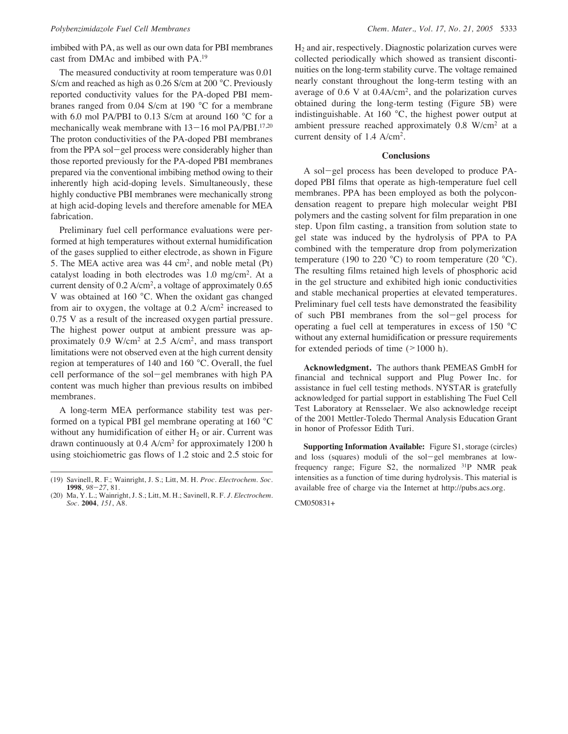imbibed with PA, as well as our own data for PBI membranes cast from DMAc and imbibed with PA.[19]

The measured conductivity at room temperature was 0.01 S/cm and reached as high as 0.26 S/cm at 200 °C. Previously reported conductivity values for the PA-doped PBI membranes ranged from 0.04 S/cm at 190 °C for a membrane with 6.0 mol PA/PBI to 0.13 S/cm at around 160 °C for a mechanically weak membrane with 13−16 mol PA/PBI.[17,20] The proton conductivities of the PA-doped PBI membranes from the PPA sol−gel process were considerably higher than those reported previously for the PA-doped PBI membranes prepared via the conventional imbibing method owing to their inherently high acid-doping levels. Simultaneously, these highly conductive PBI membranes were mechanically strong at high acid-doping levels and therefore amenable for MEA fabrication.

Preliminary fuel cell performance evaluations were performed at high temperatures without external humidification of the gases supplied to either electrode, as shown in Figure 5. The MEA active area was 44 cm$^2$, and noble metal (Pt) catalyst loading in both electrodes was 1.0 mg/cm$^2$. At a current density of 0.2 A/cm$^2$, a voltage of approximately 0.65 V was obtained at 160 °C. When the oxidant gas changed from air to oxygen, the voltage at 0.2 A/cm$^2$ increased to 0.75 V as a result of the increased oxygen partial pressure. The highest power output at ambient pressure was approximately 0.9 W/cm$^2$ at 2.5 A/cm$^2$, and mass transport limitations were not observed even at the high current density region at temperatures of 140 and 160 °C. Overall, the fuel cell performance of the sol−gel membranes with high PA content was much higher than previous results on imbibed membranes.

A long-term MEA performance stability test was performed on a typical PBI gel membrane operating at 160 °C without any humidification of either $H_2$ or air. Current was drawn continuously at 0.4 A/cm$^2$ for approximately 1200 h using stoichiometric gas flows of 1.2 stoic and 2.5 stoic for $H_2$ and air, respectively. Diagnostic polarization curves were collected periodically which showed as transient discontinuities on the long-term stability curve. The voltage remained nearly constant throughout the long-term testing with an average of 0.6 V at 0.4A/cm$^2$, and the polarization curves obtained during the long-term testing (Figure 5B) were indistinguishable. At 160 °C, the highest power output at ambient pressure reached approximately 0.8 W/cm$^2$ at a current density of 1.4 A/cm$^2$.

## Conclusions

A sol−gel process has been developed to produce PA-doped PBI films that operate as high-temperature fuel cell membranes. PPA has been employed as both the polycondensation reagent to prepare high molecular weight PBI polymers and the casting solvent for film preparation in one step. Upon film casting, a transition from solution state to gel state was induced by the hydrolysis of PPA to PA combined with the temperature drop from polymerization temperature (190 to 220 °C) to room temperature (20 °C). The resulting films retained high levels of phosphoric acid in the gel structure and exhibited high ionic conductivities and stable mechanical properties at elevated temperatures. Preliminary fuel cell tests have demonstrated the feasibility of such PBI membranes from the sol−gel process for operating a fuel cell at temperatures in excess of 150 °C without any external humidification or pressure requirements for extended periods of time (>1000 h).

**Acknowledgment.** The authors thank PEMEAS GmbH for financial and technical support and Plug Power Inc. for assistance in fuel cell testing methods. NYSTAR is gratefully acknowledged for partial support in establishing The Fuel Cell Test Laboratory at Rensselaer. We also acknowledge receipt of the 2001 Mettler-Toledo Thermal Analysis Education Grant in honor of Professor Edith Turi.

**Supporting Information Available:** Figure S1, storage (circles) and loss (squares) moduli of the sol−gel membranes at low-frequency range; Figure S2, the normalized $^{31}$P NMR peak intensities as a function of time during hydrolysis. This material is available free of charge via the Internet at http://pubs.acs.org.

CM050831+

(19) Savinell, R. F.; Wainright, J. S.; Litt, M. H. *Proc. Electrochem. Soc.* **1998**, *98*−*27*, 81.
(20) Ma, Y. L.; Wainright, J. S.; Litt, M. H.; Savinell, R. F. *J. Electrochem. Soc.* **2004**, *151*, A8.